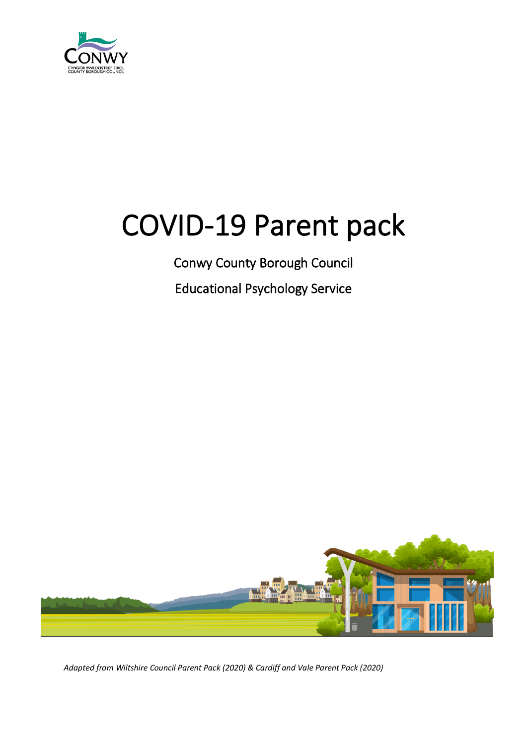# COVID-19 Parent pack

Conwy County Borough Council

Educational Psychology Service

*Adapted from Wiltshire Council Parent Pack (2020) & Cardiff and Vale Parent Pack (2020)*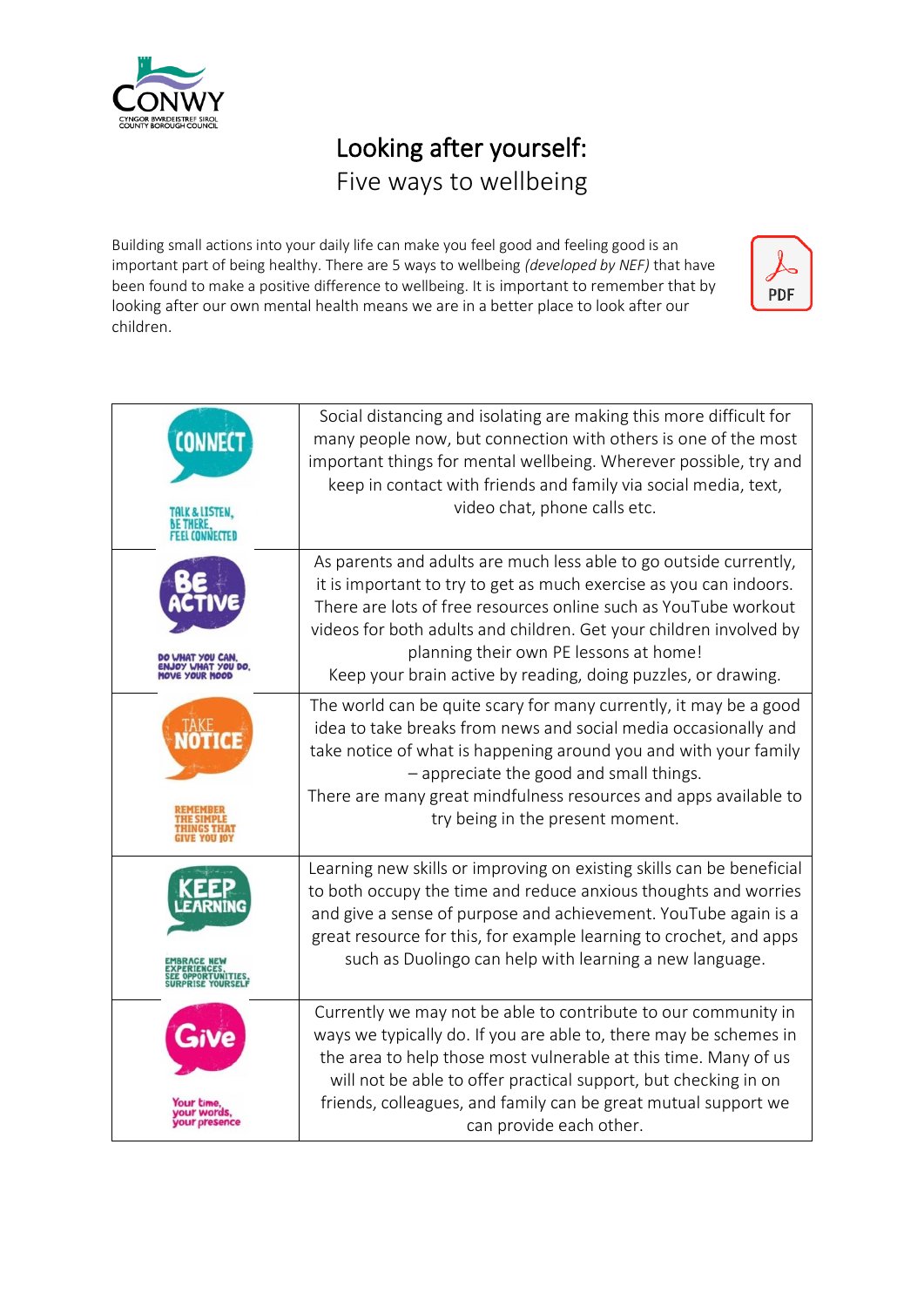# Looking after yourself:

## Five ways to wellbeing

Building small actions into your daily life can make you feel good and feeling good is an important part of being healthy. There are 5 ways to wellbeing *(developed by NEF)* that have been found to make a positive difference to wellbeing. It is important to remember that by looking after our own mental health means we are in a better place to look after our children.

| | |
|---|---|
| CONNECT<br>TALK & LISTEN, BE THERE, FEEL CONNECTED | Social distancing and isolating are making this more difficult for many people now, but connection with others is one of the most important things for mental wellbeing. Wherever possible, try and keep in contact with friends and family via social media, text, video chat, phone calls etc. |
| BE ACTIVE<br>DO WHAT YOU CAN, ENJOY WHAT YOU DO, MOVE YOUR MOOD | As parents and adults are much less able to go outside currently, it is important to try to get as much exercise as you can indoors. There are lots of free resources online such as YouTube workout videos for both adults and children. Get your children involved by planning their own PE lessons at home!<br>Keep your brain active by reading, doing puzzles, or drawing. |
| TAKE NOTICE<br>REMEMBER THE SIMPLE THINGS THAT GIVE YOU JOY | The world can be quite scary for many currently, it may be a good idea to take breaks from news and social media occasionally and take notice of what is happening around you and with your family – appreciate the good and small things.<br>There are many great mindfulness resources and apps available to try being in the present moment. |
| KEEP LEARNING<br>EMBRACE NEW EXPERIENCES, SEE OPPORTUNITIES, SURPRISE YOURSELF | Learning new skills or improving on existing skills can be beneficial to both occupy the time and reduce anxious thoughts and worries and give a sense of purpose and achievement. YouTube again is a great resource for this, for example learning to crochet, and apps such as Duolingo can help with learning a new language. |
| Give<br>Your time, your words, your presence | Currently we may not be able to contribute to our community in ways we typically do. If you are able to, there may be schemes in the area to help those most vulnerable at this time. Many of us will not be able to offer practical support, but checking in on friends, colleagues, and family can be great mutual support we can provide each other. |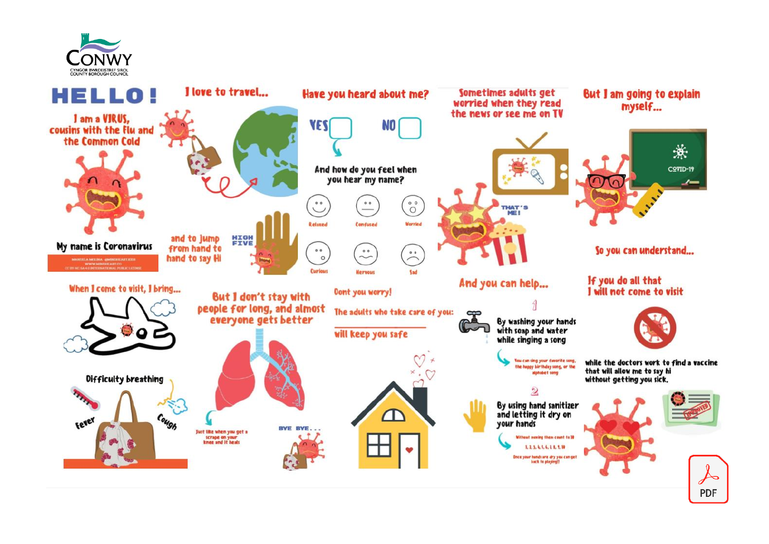# HELLO!

I am a VIRUS, cousins with the flu and the Common Cold

My name is Coronavirus

MANUELA MOLINA @MINDHEART.KIDS
WWW.MINDHEART.CO
CC BY-NC-SA 4.0 INTERNATIONAL PUBLIC LICENSE

I love to travel...

and to jump from hand to hand to say Hi

HIGH FIVE

Have you heard about me?

YES NO

And how do you feel when you hear my name?

- Relaxed
- Confused
- Worried
- Curious
- Nervous
- Sad

Sometimes adults get worried when they read the news or see me on TV

THAT'S ME!

But I am going to explain myself...

COVID-19

So you can understand...

When I come to visit, I bring...

- Difficulty breathing
- Fever
- Cough

But I don't stay with people for long, and almost everyone gets better

Just like when you get a scrape on your knee and it heals

BYE BYE...

Dont you worry!

The adults who take care of you: will keep you safe

And you can help...

1. By washing your hands with soap and water while singing a song

   You can sing your favorite song, the happy birthday song, or the alphabet song

2. By using hand sanitizer and letting it dry on your hands

   Without moving them count to 10

   1, 2, 3, 4, 5, 6, 7, 8, 9, 10

   Once your hands are dry you can get back to playing!!

If you do all that I will not come to visit

while the doctors work to find a vaccine that will allow me to say hi without getting you sick.

APPROVED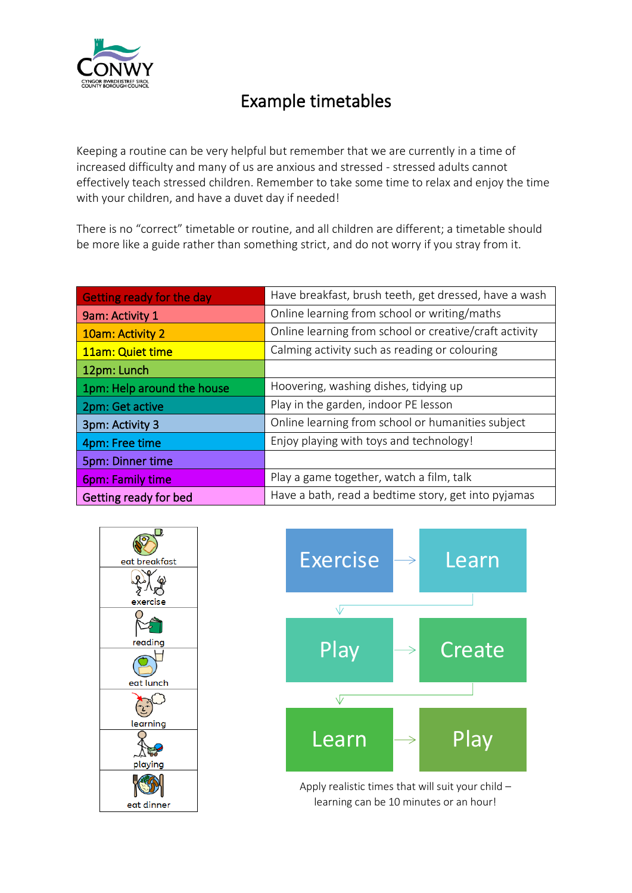CONWY
CYNGOR BWRDEISTREF SIROL
COUNTY BOROUGH COUNCIL

# Example timetables

Keeping a routine can be very helpful but remember that we are currently in a time of increased difficulty and many of us are anxious and stressed - stressed adults cannot effectively teach stressed children. Remember to take some time to relax and enjoy the time with your children, and have a duvet day if needed!

There is no "correct" timetable or routine, and all children are different; a timetable should be more like a guide rather than something strict, and do not worry if you stray from it.

| Getting ready for the day | Have breakfast, brush teeth, get dressed, have a wash |
|---|---|
| 9am: Activity 1 | Online learning from school or writing/maths |
| 10am: Activity 2 | Online learning from school or creative/craft activity |
| 11am: Quiet time | Calming activity such as reading or colouring |
| 12pm: Lunch | |
| 1pm: Help around the house | Hoovering, washing dishes, tidying up |
| 2pm: Get active | Play in the garden, indoor PE lesson |
| 3pm: Activity 3 | Online learning from school or humanities subject |
| 4pm: Free time | Enjoy playing with toys and technology! |
| 5pm: Dinner time | |
| 6pm: Family time | Play a game together, watch a film, talk |
| Getting ready for bed | Have a bath, read a bedtime story, get into pyjamas |

| |
|---|
| eat breakfast |
| exercise |
| reading |
| eat lunch |
| learning |
| playing |
| eat dinner |

Exercise → Learn → Play → Create → Learn → Play

Apply realistic times that will suit your child – learning can be 10 minutes or an hour!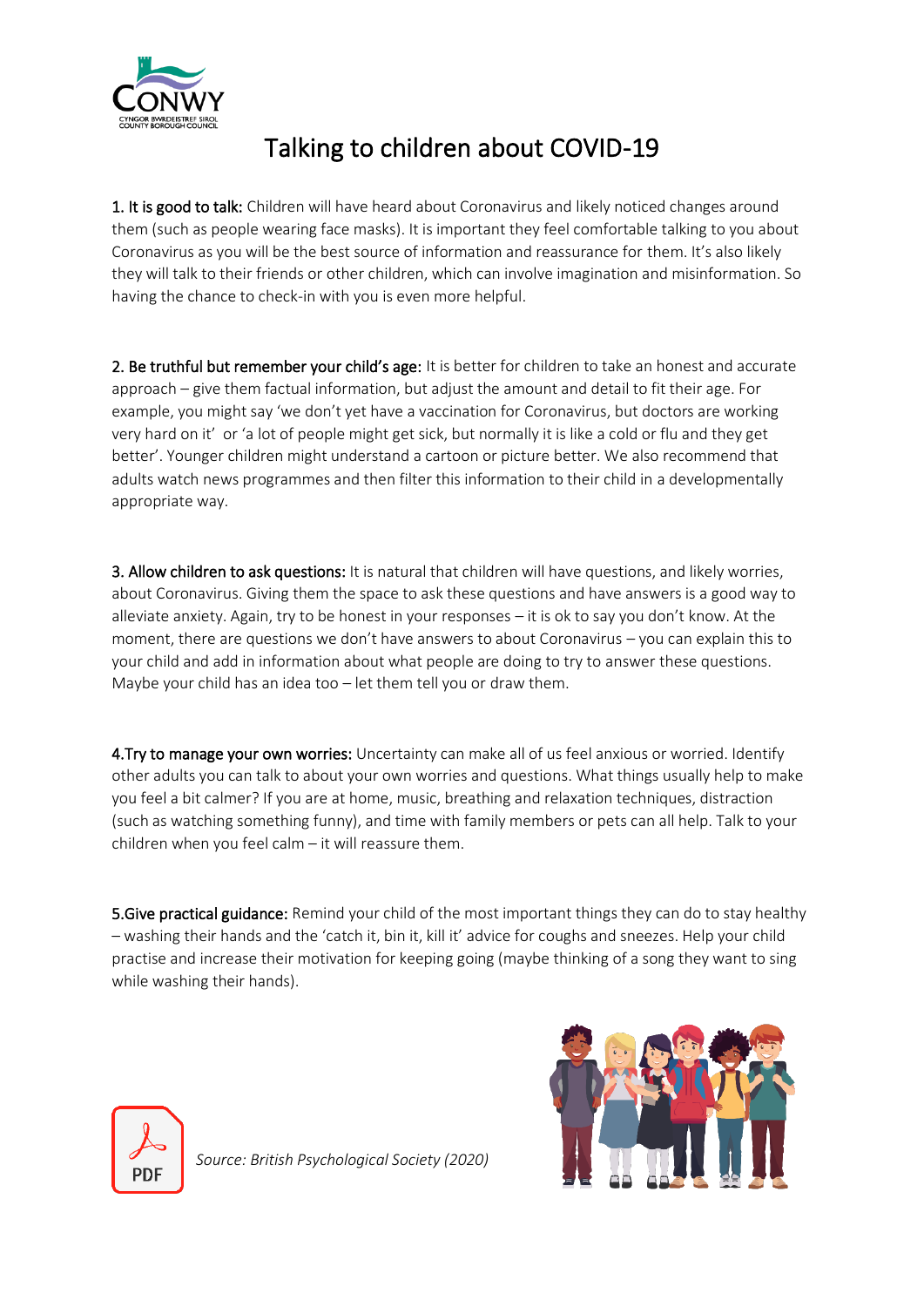# Talking to children about COVID-19

**1. It is good to talk:** Children will have heard about Coronavirus and likely noticed changes around them (such as people wearing face masks). It is important they feel comfortable talking to you about Coronavirus as you will be the best source of information and reassurance for them. It's also likely they will talk to their friends or other children, which can involve imagination and misinformation. So having the chance to check-in with you is even more helpful.

**2. Be truthful but remember your child's age:** It is better for children to take an honest and accurate approach – give them factual information, but adjust the amount and detail to fit their age. For example, you might say 'we don't yet have a vaccination for Coronavirus, but doctors are working very hard on it' or 'a lot of people might get sick, but normally it is like a cold or flu and they get better'. Younger children might understand a cartoon or picture better. We also recommend that adults watch news programmes and then filter this information to their child in a developmentally appropriate way.

**3. Allow children to ask questions:** It is natural that children will have questions, and likely worries, about Coronavirus. Giving them the space to ask these questions and have answers is a good way to alleviate anxiety. Again, try to be honest in your responses – it is ok to say you don't know. At the moment, there are questions we don't have answers to about Coronavirus – you can explain this to your child and add in information about what people are doing to try to answer these questions. Maybe your child has an idea too – let them tell you or draw them.

**4.Try to manage your own worries:** Uncertainty can make all of us feel anxious or worried. Identify other adults you can talk to about your own worries and questions. What things usually help to make you feel a bit calmer? If you are at home, music, breathing and relaxation techniques, distraction (such as watching something funny), and time with family members or pets can all help. Talk to your children when you feel calm – it will reassure them.

**5.Give practical guidance:** Remind your child of the most important things they can do to stay healthy – washing their hands and the 'catch it, bin it, kill it' advice for coughs and sneezes. Help your child practise and increase their motivation for keeping going (maybe thinking of a song they want to sing while washing their hands).

*Source: British Psychological Society (2020)*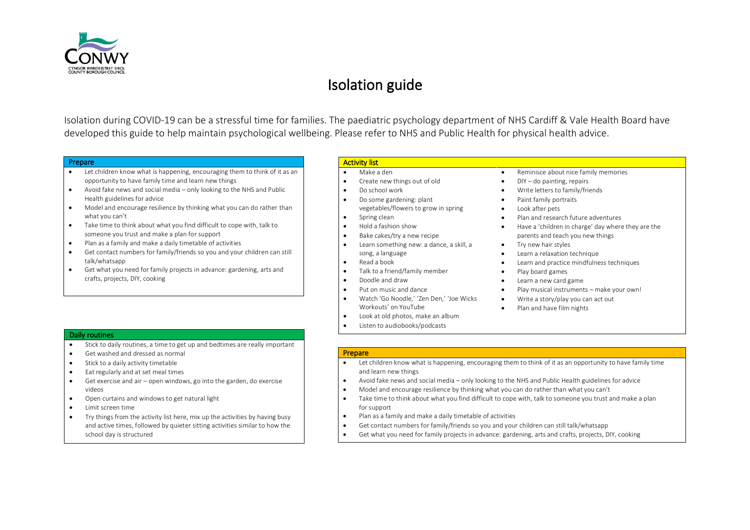CONWY

CYNGOR BWRDEISTREF SIROL
COUNTY BOROUGH COUNCIL

# Isolation guide

Isolation during COVID-19 can be a stressful time for families. The paediatric psychology department of NHS Cardiff & Vale Health Board have developed this guide to help maintain psychological wellbeing. Please refer to NHS and Public Health for physical health advice.

## Prepare

- Let children know what is happening, encouraging them to think of it as an opportunity to have family time and learn new things
- Avoid fake news and social media – only looking to the NHS and Public Health guidelines for advice
- Model and encourage resilience by thinking what you can do rather than what you can't
- Take time to think about what you find difficult to cope with, talk to someone you trust and make a plan for support
- Plan as a family and make a daily timetable of activities
- Get contact numbers for family/friends so you and your children can still talk/whatsapp
- Get what you need for family projects in advance: gardening, arts and crafts, projects, DIY, cooking

## Daily routines

- Stick to daily routines, a time to get up and bedtimes are really important
- Get washed and dressed as normal
- Stick to a daily activity timetable
- Eat regularly and at set meal times
- Get exercise and air – open windows, go into the garden, do exercise videos
- Open curtains and windows to get natural light
- Limit screen time
- Try things from the activity list here, mix up the activities by having busy and active times, followed by quieter sitting activities similar to how the school day is structured

## Activity list

- Make a den
- Create new things out of old
- Do school work
- Do some gardening: plant vegetables/flowers to grow in spring
- Spring clean
- Hold a fashion show
- Bake cakes/try a new recipe
- Learn something new: a dance, a skill, a song, a language
- Read a book
- Talk to a friend/family member
- Doodle and draw
- Put on music and dance
- Watch 'Go Noodle,' 'Zen Den,' 'Joe Wicks Workouts' on YouTube
- Look at old photos, make an album
- Listen to audiobooks/podcasts
- Reminisce about nice family memories
- DIY – do painting, repairs
- Write letters to family/friends
- Paint family portraits
- Look after pets
- Plan and research future adventures
- Have a 'children in charge' day where they are the parents and teach you new things
- Try new hair styles
- Learn a relaxation technique
- Learn and practice mindfulness techniques
- Play board games
- Learn a new card game
- Play musical instruments – make your own!
- Write a story/play you can act out
- Plan and have film nights

## Prepare

- Let children know what is happening, encouraging them to think of it as an opportunity to have family time and learn new things
- Avoid fake news and social media – only looking to the NHS and Public Health guidelines for advice
- Model and encourage resilience by thinking what you can do rather than what you can't
- Take time to think about what you find difficult to cope with, talk to someone you trust and make a plan for support
- Plan as a family and make a daily timetable of activities
- Get contact numbers for family/friends so you and your children can still talk/whatsapp
- Get what you need for family projects in advance: gardening, arts and crafts, projects, DIY, cooking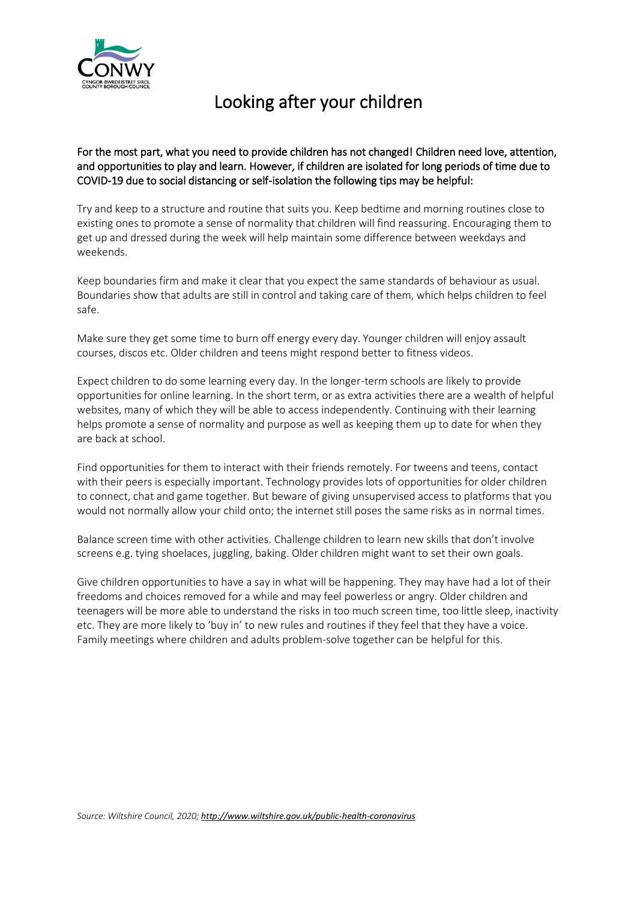# Looking after your children

For the most part, what you need to provide children has not changed! Children need love, attention, and opportunities to play and learn. However, if children are isolated for long periods of time due to COVID-19 due to social distancing or self-isolation the following tips may be helpful:

Try and keep to a structure and routine that suits you. Keep bedtime and morning routines close to existing ones to promote a sense of normality that children will find reassuring. Encouraging them to get up and dressed during the week will help maintain some difference between weekdays and weekends.

Keep boundaries firm and make it clear that you expect the same standards of behaviour as usual. Boundaries show that adults are still in control and taking care of them, which helps children to feel safe.

Make sure they get some time to burn off energy every day. Younger children will enjoy assault courses, discos etc. Older children and teens might respond better to fitness videos.

Expect children to do some learning every day. In the longer-term schools are likely to provide opportunities for online learning. In the short term, or as extra activities there are a wealth of helpful websites, many of which they will be able to access independently. Continuing with their learning helps promote a sense of normality and purpose as well as keeping them up to date for when they are back at school.

Find opportunities for them to interact with their friends remotely. For tweens and teens, contact with their peers is especially important. Technology provides lots of opportunities for older children to connect, chat and game together. But beware of giving unsupervised access to platforms that you would not normally allow your child onto; the internet still poses the same risks as in normal times.

Balance screen time with other activities. Challenge children to learn new skills that don't involve screens e.g. tying shoelaces, juggling, baking. Older children might want to set their own goals.

Give children opportunities to have a say in what will be happening. They may have had a lot of their freedoms and choices removed for a while and may feel powerless or angry. Older children and teenagers will be more able to understand the risks in too much screen time, too little sleep, inactivity etc. They are more likely to 'buy in' to new rules and routines if they feel that they have a voice. Family meetings where children and adults problem-solve together can be helpful for this.

*Source: Wiltshire Council, 2020; http://www.wiltshire.gov.uk/public-health-coronavirus*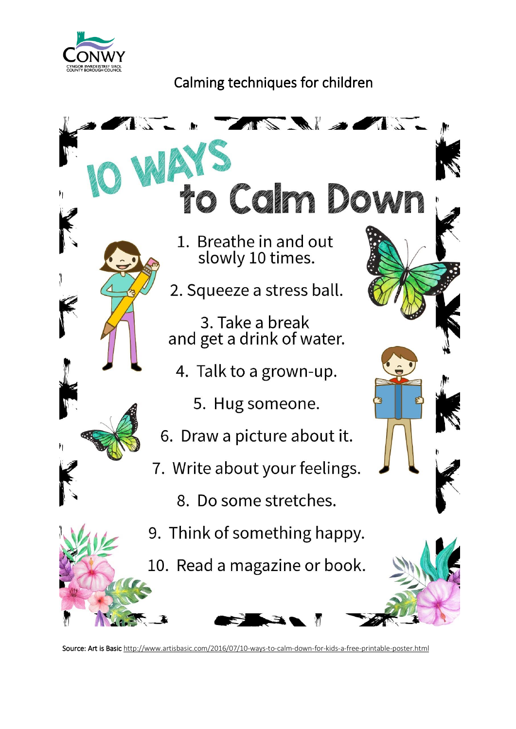Calming techniques for children

# 10 WAYS to Calm Down

1. Breathe in and out slowly 10 times.
2. Squeeze a stress ball.
3. Take a break and get a drink of water.
4. Talk to a grown-up.
5. Hug someone.
6. Draw a picture about it.
7. Write about your feelings.
8. Do some stretches.
9. Think of something happy.
10. Read a magazine or book.

Source: Art is Basic http://www.artisbasic.com/2016/07/10-ways-to-calm-down-for-kids-a-free-printable-poster.html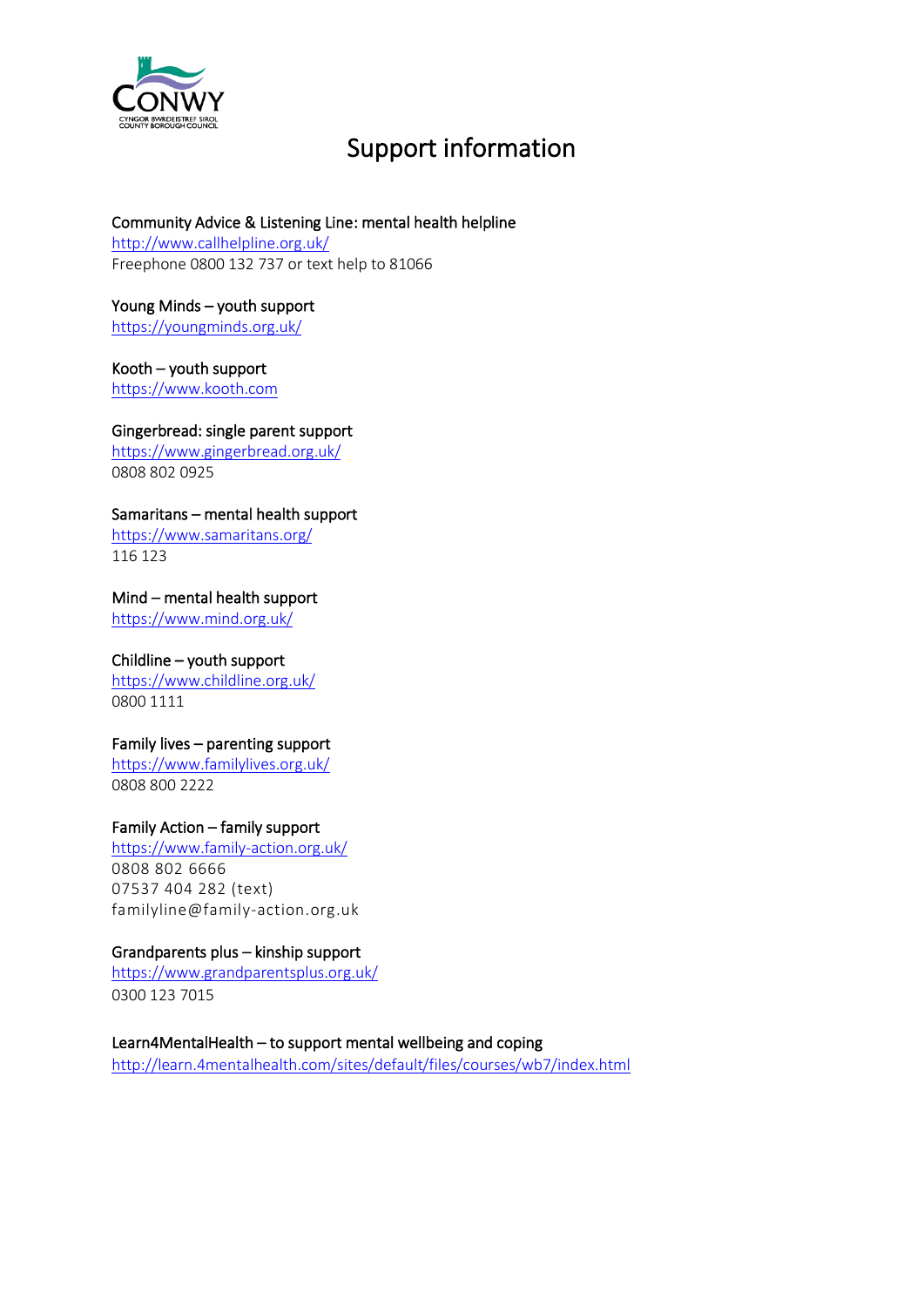# Support information

**Community Advice & Listening Line: mental health helpline**
http://www.callhelpline.org.uk/
Freephone 0800 132 737 or text help to 81066

**Young Minds – youth support**
https://youngminds.org.uk/

**Kooth – youth support**
https://www.kooth.com

**Gingerbread: single parent support**
https://www.gingerbread.org.uk/
0808 802 0925

**Samaritans – mental health support**
https://www.samaritans.org/
116 123

**Mind – mental health support**
https://www.mind.org.uk/

**Childline – youth support**
https://www.childline.org.uk/
0800 1111

**Family lives – parenting support**
https://www.familylives.org.uk/
0808 800 2222

**Family Action – family support**
https://www.family-action.org.uk/
0808 802 6666
07537 404 282 (text)
familyline@family-action.org.uk

**Grandparents plus – kinship support**
https://www.grandparentsplus.org.uk/
0300 123 7015

**Learn4MentalHealth – to support mental wellbeing and coping**
http://learn.4mentalhealth.com/sites/default/files/courses/wb7/index.html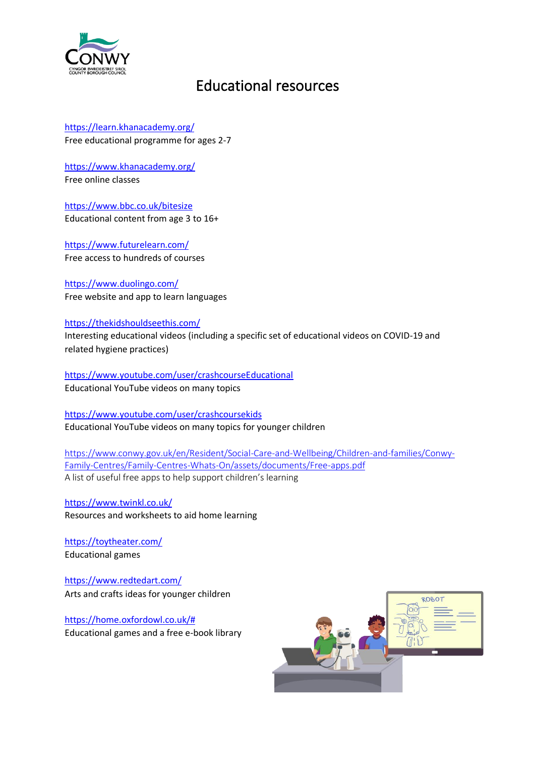# Educational resources

https://learn.khanacademy.org/
Free educational programme for ages 2-7

https://www.khanacademy.org/
Free online classes

https://www.bbc.co.uk/bitesize
Educational content from age 3 to 16+

https://www.futurelearn.com/
Free access to hundreds of courses

https://www.duolingo.com/
Free website and app to learn languages

https://thekidshouldseethis.com/
Interesting educational videos (including a specific set of educational videos on COVID-19 and related hygiene practices)

https://www.youtube.com/user/crashcourseEducational
Educational YouTube videos on many topics

https://www.youtube.com/user/crashcoursekids
Educational YouTube videos on many topics for younger children

https://www.conwy.gov.uk/en/Resident/Social-Care-and-Wellbeing/Children-and-families/Conwy-Family-Centres/Family-Centres-Whats-On/assets/documents/Free-apps.pdf
A list of useful free apps to help support children's learning

https://www.twinkl.co.uk/
Resources and worksheets to aid home learning

https://toytheater.com/
Educational games

https://www.redtedart.com/
Arts and crafts ideas for younger children

https://home.oxfordowl.co.uk/#
Educational games and a free e-book library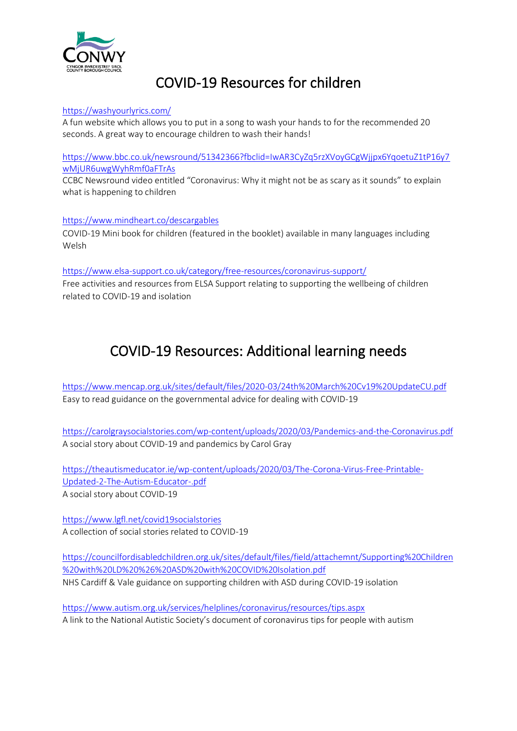# COVID-19 Resources for children

https://washyourlyrics.com/

A fun website which allows you to put in a song to wash your hands to for the recommended 20 seconds. A great way to encourage children to wash their hands!

https://www.bbc.co.uk/newsround/51342366?fbclid=IwAR3CyZq5rzXVoyGCgWjjpx6YqoetuZ1tP16y7wMjUR6uwgWyhRmf0aFTrAs

CCBC Newsround video entitled "Coronavirus: Why it might not be as scary as it sounds" to explain what is happening to children

https://www.mindheart.co/descargables

COVID-19 Mini book for children (featured in the booklet) available in many languages including Welsh

https://www.elsa-support.co.uk/category/free-resources/coronavirus-support/

Free activities and resources from ELSA Support relating to supporting the wellbeing of children related to COVID-19 and isolation

# COVID-19 Resources: Additional learning needs

https://www.mencap.org.uk/sites/default/files/2020-03/24th%20March%20Cv19%20UpdateCU.pdf

Easy to read guidance on the governmental advice for dealing with COVID-19

https://carolgraysocialstories.com/wp-content/uploads/2020/03/Pandemics-and-the-Coronavirus.pdf

A social story about COVID-19 and pandemics by Carol Gray

https://theautismeducator.ie/wp-content/uploads/2020/03/The-Corona-Virus-Free-Printable-Updated-2-The-Autism-Educator-.pdf

A social story about COVID-19

https://www.lgfl.net/covid19socialstories

A collection of social stories related to COVID-19

https://councilfordisabledchildren.org.uk/sites/default/files/field/attachemnt/Supporting%20Children%20with%20LD%20%26%20ASD%20with%20COVID%20Isolation.pdf

NHS Cardiff & Vale guidance on supporting children with ASD during COVID-19 isolation

https://www.autism.org.uk/services/helplines/coronavirus/resources/tips.aspx

A link to the National Autistic Society's document of coronavirus tips for people with autism